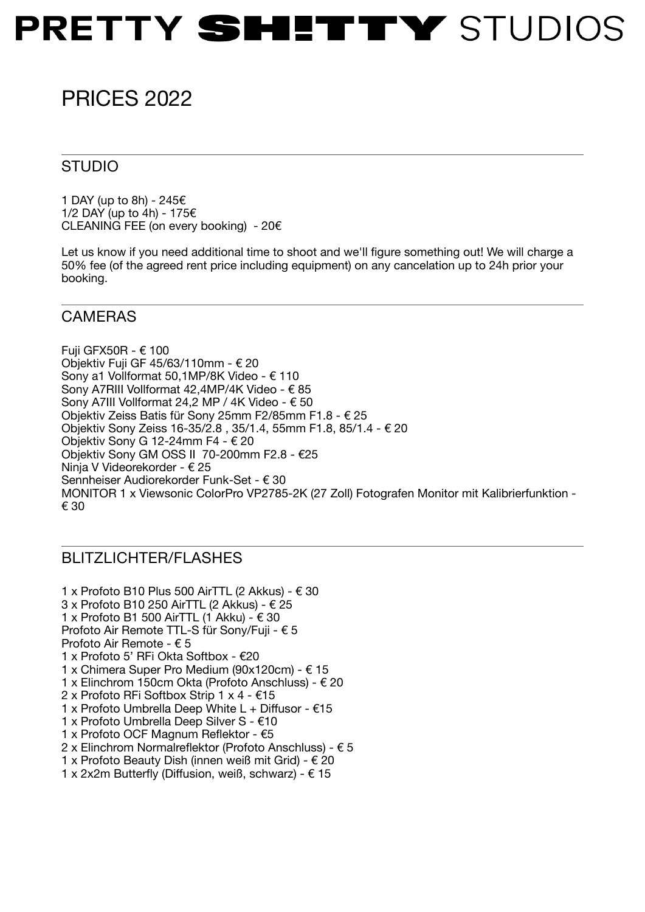# PRETTY SH!TTY STUDIOS

## PRICES 2022

### STUDIO

1 DAY (up to 8h) - 245€
1/2 DAY (up to 4h) - 175€
CLEANING FEE (on every booking) - 20€

Let us know if you need additional time to shoot and we'll figure something out! We will charge a 50% fee (of the agreed rent price including equipment) on any cancelation up to 24h prior your booking.

### CAMERAS

Fuji GFX50R - € 100
Objektiv Fuji GF 45/63/110mm - € 20
Sony a1 Vollformat 50,1MP/8K Video - € 110
Sony A7RIII Vollformat 42,4MP/4K Video - € 85
Sony A7III Vollformat 24,2 MP / 4K Video - € 50
Objektiv Zeiss Batis für Sony 25mm F2/85mm F1.8 - € 25
Objektiv Sony Zeiss 16-35/2.8 , 35/1.4, 55mm F1.8, 85/1.4 - € 20
Objektiv Sony G 12-24mm F4 - € 20
Objektiv Sony GM OSS II 70-200mm F2.8 - €25
Ninja V Videorekorder - € 25
Sennheiser Audiorekorder Funk-Set - € 30
MONITOR 1 x Viewsonic ColorPro VP2785-2K (27 Zoll) Fotografen Monitor mit Kalibrierfunktion - € 30

### BLITZLICHTER/FLASHES

1 x Profoto B10 Plus 500 AirTTL (2 Akkus) - € 30
3 x Profoto B10 250 AirTTL (2 Akkus) - € 25
1 x Profoto B1 500 AirTTL (1 Akku) - € 30
Profoto Air Remote TTL-S für Sony/Fuji - € 5
Profoto Air Remote - € 5
1 x Profoto 5' RFi Okta Softbox - €20
1 x Chimera Super Pro Medium (90x120cm) - € 15
1 x Elinchrom 150cm Okta (Profoto Anschluss) - € 20
2 x Profoto RFi Softbox Strip 1 x 4 - €15
1 x Profoto Umbrella Deep White L + Diffusor - €15
1 x Profoto Umbrella Deep Silver S - €10
1 x Profoto OCF Magnum Reflektor - €5
2 x Elinchrom Normalreflektor (Profoto Anschluss) - € 5
1 x Profoto Beauty Dish (innen weiß mit Grid) - € 20
1 x 2x2m Butterfly (Diffusion, weiß, schwarz) - € 15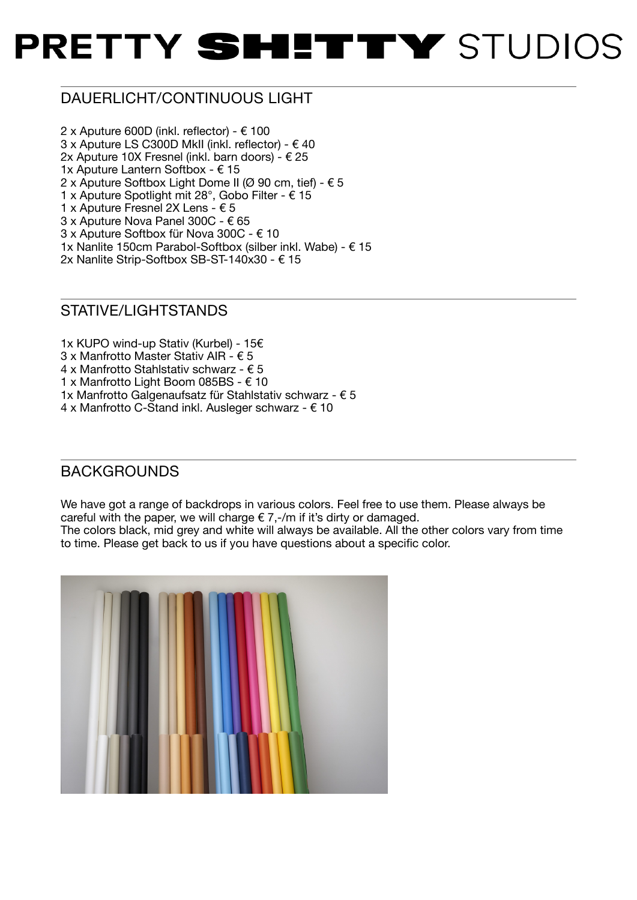# PRETTY SH!TTY STUDIOS

## DAUERLICHT/CONTINUOUS LIGHT

2 x Aputure 600D (inkl. reflector) - € 100
3 x Aputure LS C300D MkII (inkl. reflector) - € 40
2x Aputure 10X Fresnel (inkl. barn doors) - € 25
1x Aputure Lantern Softbox - € 15
2 x Aputure Softbox Light Dome II (Ø 90 cm, tief) - € 5
1 x Aputure Spotlight mit 28°, Gobo Filter - € 15
1 x Aputure Fresnel 2X Lens - € 5
3 x Aputure Nova Panel 300C - € 65
3 x Aputure Softbox für Nova 300C - € 10
1x Nanlite 150cm Parabol-Softbox (silber inkl. Wabe) - € 15
2x Nanlite Strip-Softbox SB-ST-140x30 - € 15

## STATIVE/LIGHTSTANDS

1x KUPO wind-up Stativ (Kurbel) - 15€
3 x Manfrotto Master Stativ AIR - € 5
4 x Manfrotto Stahlstativ schwarz - € 5
1 x Manfrotto Light Boom 085BS - € 10
1x Manfrotto Galgenaufsatz für Stahlstativ schwarz - € 5
4 x Manfrotto C-Stand inkl. Ausleger schwarz - € 10

## BACKGROUNDS

We have got a range of backdrops in various colors. Feel free to use them. Please always be careful with the paper, we will charge € 7,-/m if it's dirty or damaged.
The colors black, mid grey and white will always be available. All the other colors vary from time to time. Please get back to us if you have questions about a specific color.